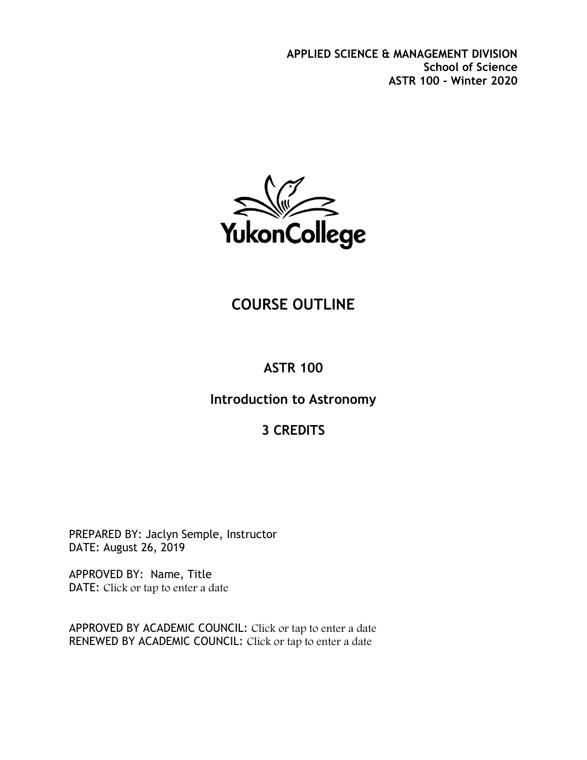**APPLIED SCIENCE & MANAGEMENT DIVISION**
**School of Science**
**ASTR 100 - Winter 2020**

YukonCollege

# COURSE OUTLINE

## ASTR 100

## Introduction to Astronomy

## 3 CREDITS

PREPARED BY: Jaclyn Semple, Instructor
DATE: August 26, 2019

APPROVED BY: Name, Title
DATE: Click or tap to enter a date

APPROVED BY ACADEMIC COUNCIL: Click or tap to enter a date
RENEWED BY ACADEMIC COUNCIL: Click or tap to enter a date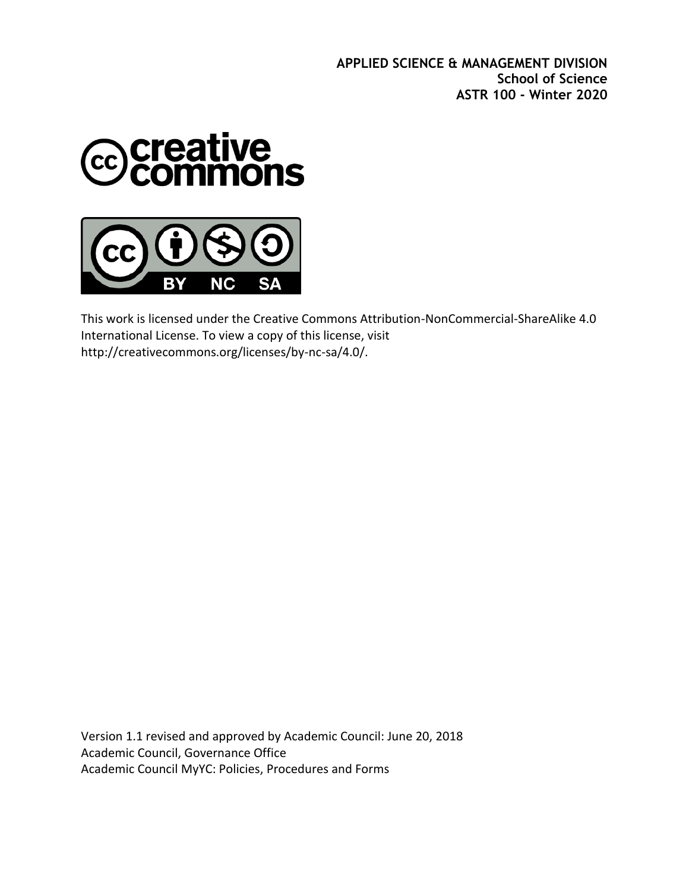**APPLIED SCIENCE & MANAGEMENT DIVISION**
**School of Science**
**ASTR 100 - Winter 2020**

This work is licensed under the Creative Commons Attribution-NonCommercial-ShareAlike 4.0 International License. To view a copy of this license, visit http://creativecommons.org/licenses/by-nc-sa/4.0/.

Version 1.1 revised and approved by Academic Council: June 20, 2018
Academic Council, Governance Office
Academic Council MyYC: Policies, Procedures and Forms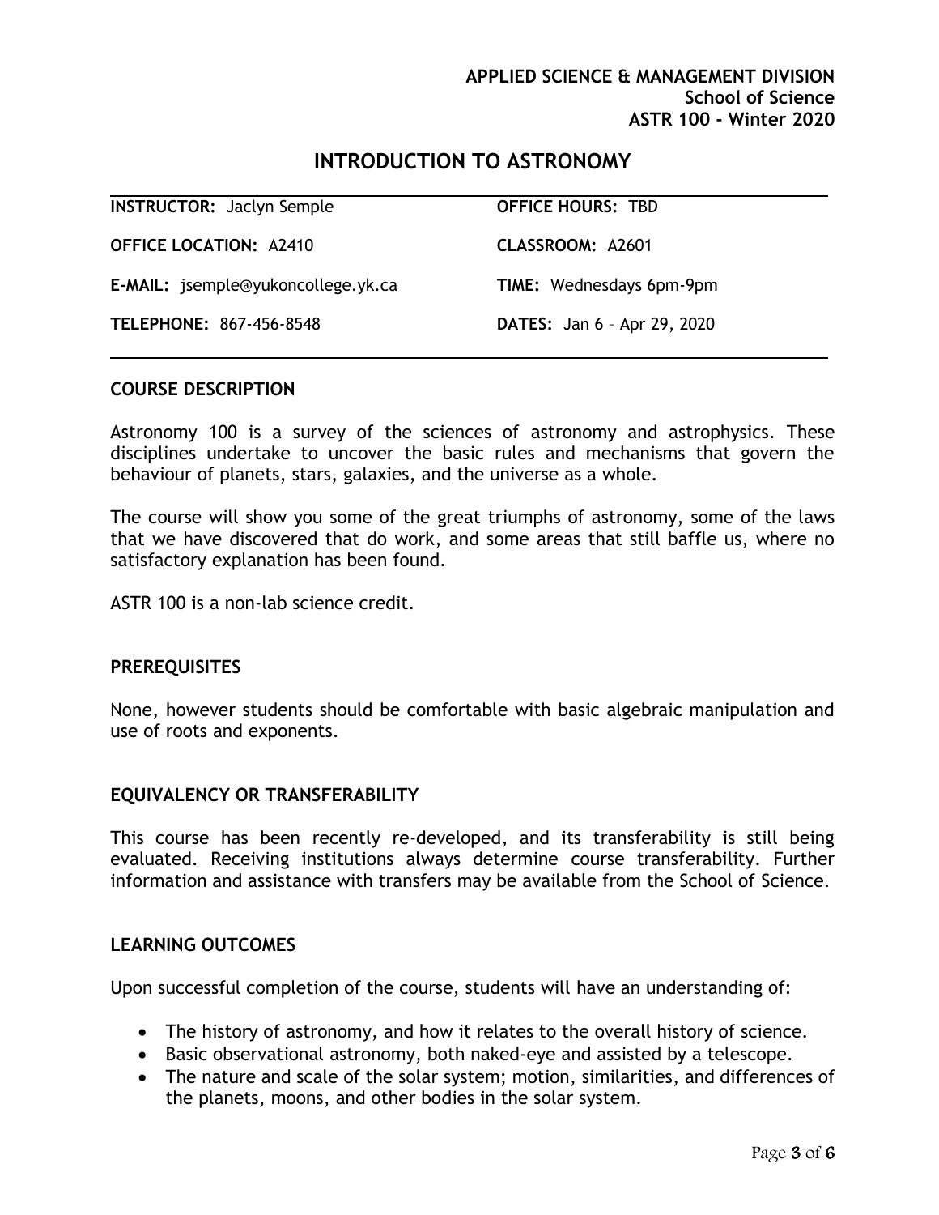**APPLIED SCIENCE & MANAGEMENT DIVISION**
**School of Science**
**ASTR 100 - Winter 2020**

# INTRODUCTION TO ASTRONOMY

| | |
|---|---|
| **INSTRUCTOR:** Jaclyn Semple | **OFFICE HOURS:** TBD |
| **OFFICE LOCATION:** A2410 | **CLASSROOM:** A2601 |
| **E-MAIL:** jsemple@yukoncollege.yk.ca | **TIME:** Wednesdays 6pm-9pm |
| **TELEPHONE:** 867-456-8548 | **DATES:** Jan 6 – Apr 29, 2020 |

## COURSE DESCRIPTION

Astronomy 100 is a survey of the sciences of astronomy and astrophysics. These disciplines undertake to uncover the basic rules and mechanisms that govern the behaviour of planets, stars, galaxies, and the universe as a whole.

The course will show you some of the great triumphs of astronomy, some of the laws that we have discovered that do work, and some areas that still baffle us, where no satisfactory explanation has been found.

ASTR 100 is a non-lab science credit.

## PREREQUISITES

None, however students should be comfortable with basic algebraic manipulation and use of roots and exponents.

## EQUIVALENCY OR TRANSFERABILITY

This course has been recently re-developed, and its transferability is still being evaluated. Receiving institutions always determine course transferability. Further information and assistance with transfers may be available from the School of Science.

## LEARNING OUTCOMES

Upon successful completion of the course, students will have an understanding of:

- The history of astronomy, and how it relates to the overall history of science.
- Basic observational astronomy, both naked-eye and assisted by a telescope.
- The nature and scale of the solar system; motion, similarities, and differences of the planets, moons, and other bodies in the solar system.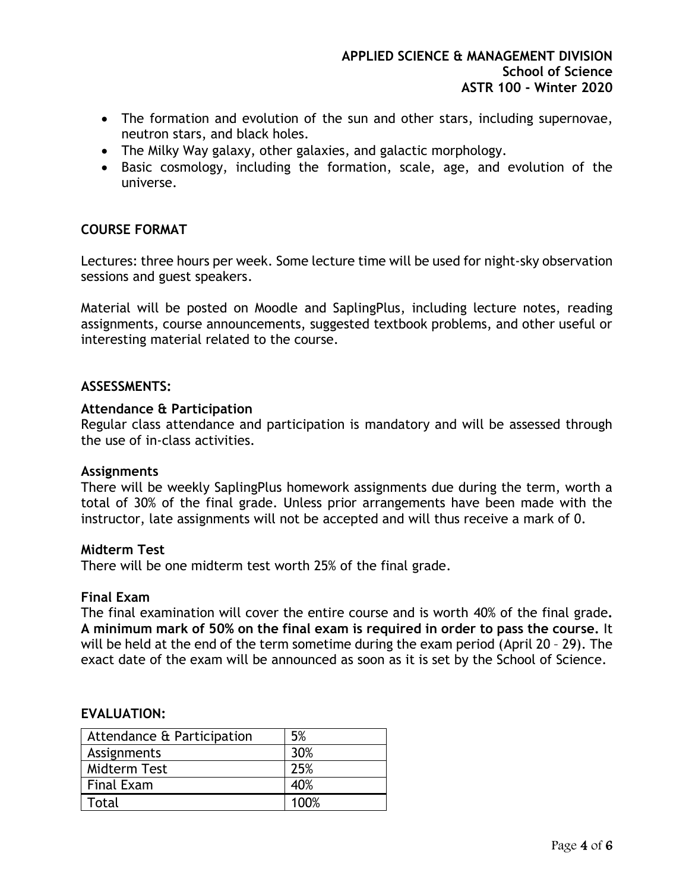- The formation and evolution of the sun and other stars, including supernovae, neutron stars, and black holes.
- The Milky Way galaxy, other galaxies, and galactic morphology.
- Basic cosmology, including the formation, scale, age, and evolution of the universe.

## COURSE FORMAT

Lectures: three hours per week. Some lecture time will be used for night-sky observation sessions and guest speakers.

Material will be posted on Moodle and SaplingPlus, including lecture notes, reading assignments, course announcements, suggested textbook problems, and other useful or interesting material related to the course.

## ASSESSMENTS:

### Attendance & Participation

Regular class attendance and participation is mandatory and will be assessed through the use of in-class activities.

### Assignments

There will be weekly SaplingPlus homework assignments due during the term, worth a total of 30% of the final grade. Unless prior arrangements have been made with the instructor, late assignments will not be accepted and will thus receive a mark of 0.

### Midterm Test

There will be one midterm test worth 25% of the final grade.

### Final Exam

The final examination will cover the entire course and is worth 40% of the final grade**.** **A minimum mark of 50% on the final exam is required in order to pass the course.** It will be held at the end of the term sometime during the exam period (April 20 – 29). The exact date of the exam will be announced as soon as it is set by the School of Science.

## EVALUATION:

| Component | Weight |
|---|---|
| Attendance & Participation | 5% |
| Assignments | 30% |
| Midterm Test | 25% |
| Final Exam | 40% |
| Total | 100% |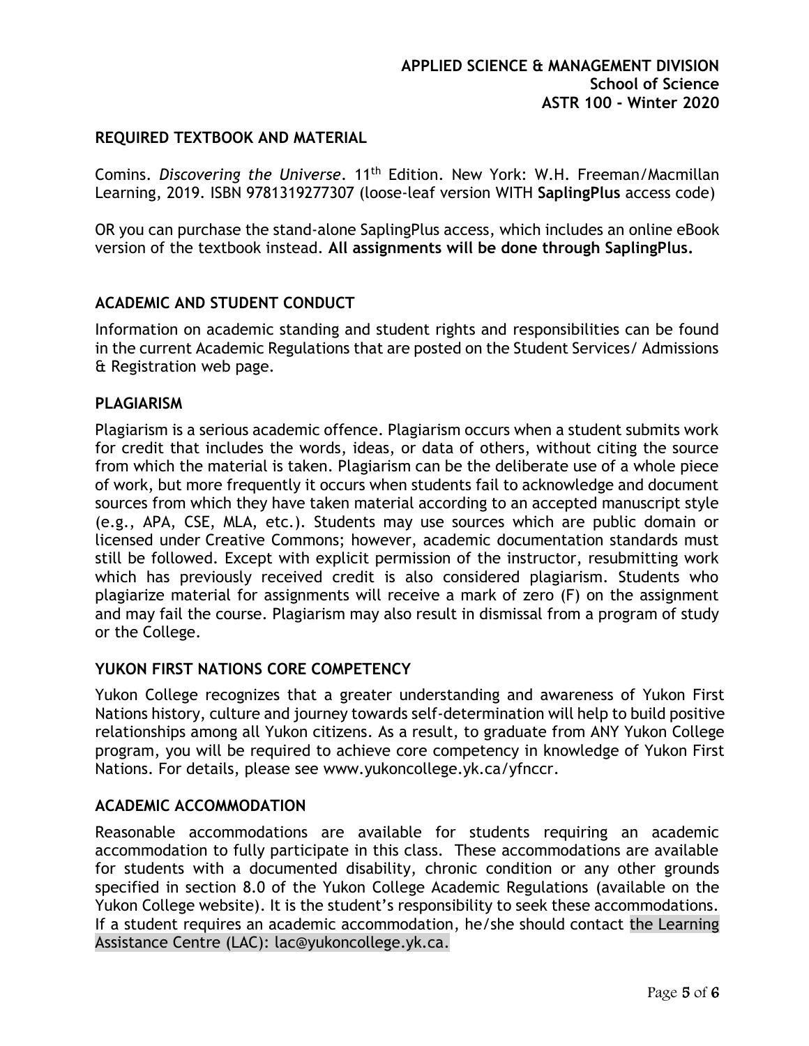## REQUIRED TEXTBOOK AND MATERIAL

Comins. *Discovering the Universe*. 11th Edition. New York: W.H. Freeman/Macmillan Learning, 2019. ISBN 9781319277307 (loose-leaf version WITH **SaplingPlus** access code)

OR you can purchase the stand-alone SaplingPlus access, which includes an online eBook version of the textbook instead. **All assignments will be done through SaplingPlus.**

## ACADEMIC AND STUDENT CONDUCT

Information on academic standing and student rights and responsibilities can be found in the current Academic Regulations that are posted on the Student Services/ Admissions & Registration web page.

## PLAGIARISM

Plagiarism is a serious academic offence. Plagiarism occurs when a student submits work for credit that includes the words, ideas, or data of others, without citing the source from which the material is taken. Plagiarism can be the deliberate use of a whole piece of work, but more frequently it occurs when students fail to acknowledge and document sources from which they have taken material according to an accepted manuscript style (e.g., APA, CSE, MLA, etc.). Students may use sources which are public domain or licensed under Creative Commons; however, academic documentation standards must still be followed. Except with explicit permission of the instructor, resubmitting work which has previously received credit is also considered plagiarism. Students who plagiarize material for assignments will receive a mark of zero (F) on the assignment and may fail the course. Plagiarism may also result in dismissal from a program of study or the College.

## YUKON FIRST NATIONS CORE COMPETENCY

Yukon College recognizes that a greater understanding and awareness of Yukon First Nations history, culture and journey towards self-determination will help to build positive relationships among all Yukon citizens. As a result, to graduate from ANY Yukon College program, you will be required to achieve core competency in knowledge of Yukon First Nations. For details, please see www.yukoncollege.yk.ca/yfnccr.

## ACADEMIC ACCOMMODATION

Reasonable accommodations are available for students requiring an academic accommodation to fully participate in this class. These accommodations are available for students with a documented disability, chronic condition or any other grounds specified in section 8.0 of the Yukon College Academic Regulations (available on the Yukon College website). It is the student's responsibility to seek these accommodations. If a student requires an academic accommodation, he/she should contact the Learning Assistance Centre (LAC): lac@yukoncollege.yk.ca.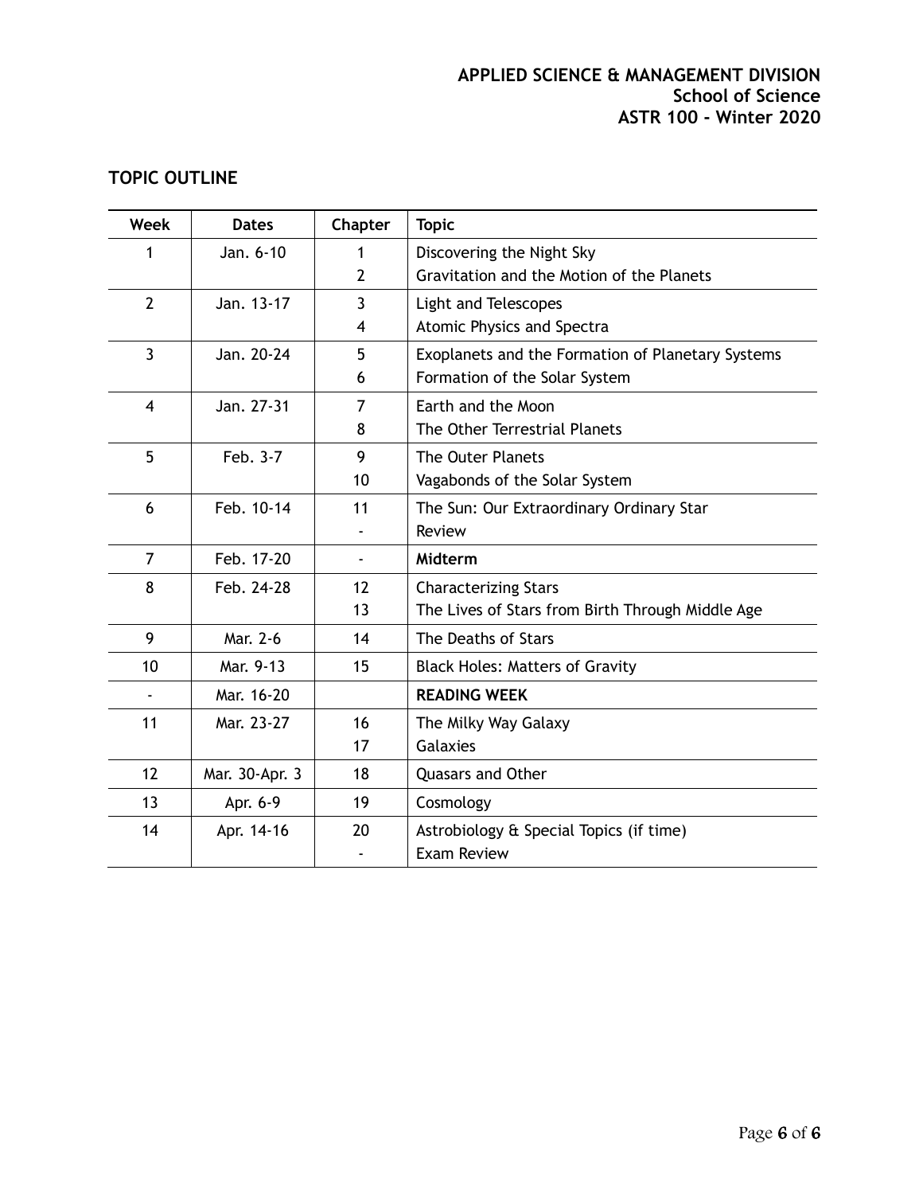## TOPIC OUTLINE

| Week | Dates | Chapter | Topic |
|---|---|---|---|
| 1 | Jan. 6-10 | 1<br>2 | Discovering the Night Sky<br>Gravitation and the Motion of the Planets |
| 2 | Jan. 13-17 | 3<br>4 | Light and Telescopes<br>Atomic Physics and Spectra |
| 3 | Jan. 20-24 | 5<br>6 | Exoplanets and the Formation of Planetary Systems<br>Formation of the Solar System |
| 4 | Jan. 27-31 | 7<br>8 | Earth and the Moon<br>The Other Terrestrial Planets |
| 5 | Feb. 3-7 | 9<br>10 | The Outer Planets<br>Vagabonds of the Solar System |
| 6 | Feb. 10-14 | 11<br>- | The Sun: Our Extraordinary Ordinary Star<br>Review |
| 7 | Feb. 17-20 | - | **Midterm** |
| 8 | Feb. 24-28 | 12<br>13 | Characterizing Stars<br>The Lives of Stars from Birth Through Middle Age |
| 9 | Mar. 2-6 | 14 | The Deaths of Stars |
| 10 | Mar. 9-13 | 15 | Black Holes: Matters of Gravity |
| - | Mar. 16-20 | | **READING WEEK** |
| 11 | Mar. 23-27 | 16<br>17 | The Milky Way Galaxy<br>Galaxies |
| 12 | Mar. 30-Apr. 3 | 18 | Quasars and Other |
| 13 | Apr. 6-9 | 19 | Cosmology |
| 14 | Apr. 14-16 | 20<br>- | Astrobiology & Special Topics (if time)<br>Exam Review |